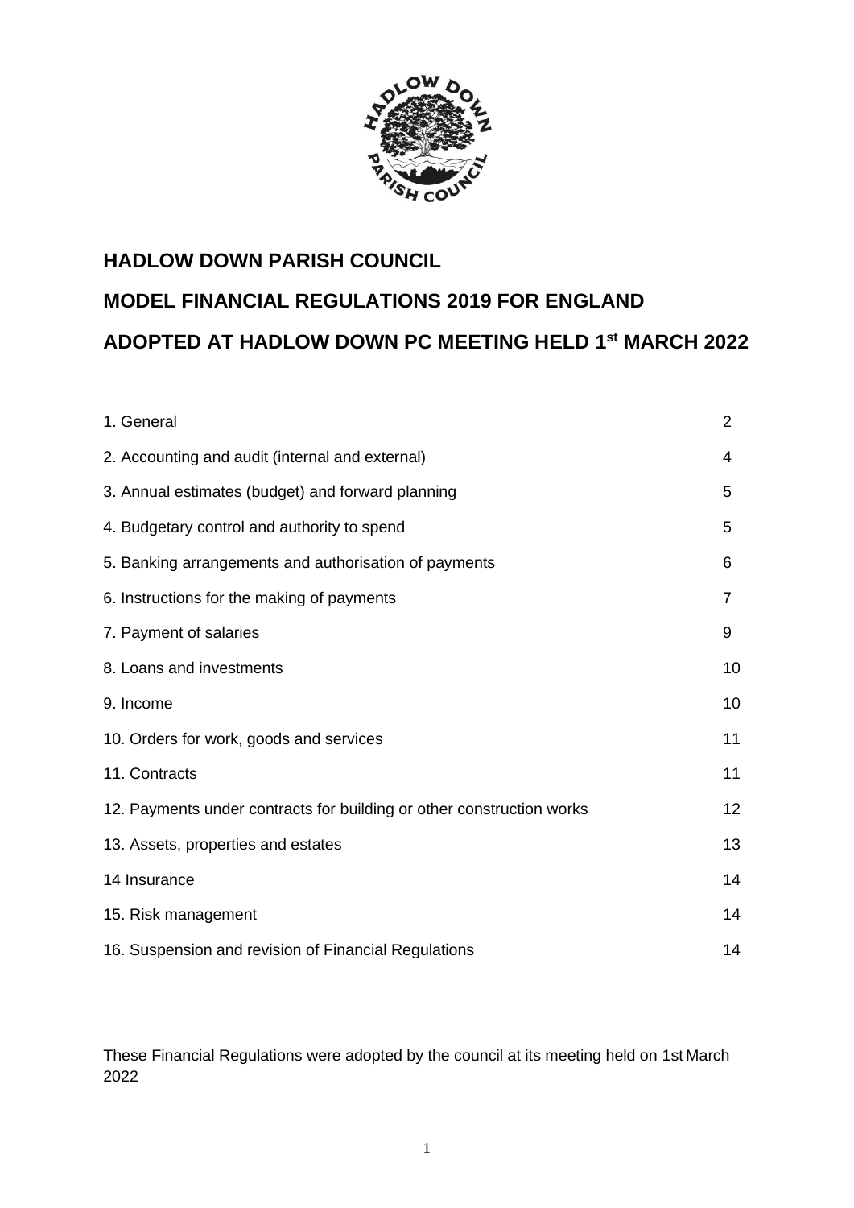# HADLOW DOWN PARISH COUNCIL

## MODEL FINANCIAL REGULATIONS 2019 FOR ENGLAND

## ADOPTED AT HADLOW DOWN PC MEETING HELD 1st MARCH 2022

| | |
|---|---|
| 1. General | 2 |
| 2. Accounting and audit (internal and external) | 4 |
| 3. Annual estimates (budget) and forward planning | 5 |
| 4. Budgetary control and authority to spend | 5 |
| 5. Banking arrangements and authorisation of payments | 6 |
| 6. Instructions for the making of payments | 7 |
| 7. Payment of salaries | 9 |
| 8. Loans and investments | 10 |
| 9. Income | 10 |
| 10. Orders for work, goods and services | 11 |
| 11. Contracts | 11 |
| 12. Payments under contracts for building or other construction works | 12 |
| 13. Assets, properties and estates | 13 |
| 14 Insurance | 14 |
| 15. Risk management | 14 |
| 16. Suspension and revision of Financial Regulations | 14 |

These Financial Regulations were adopted by the council at its meeting held on 1st March 2022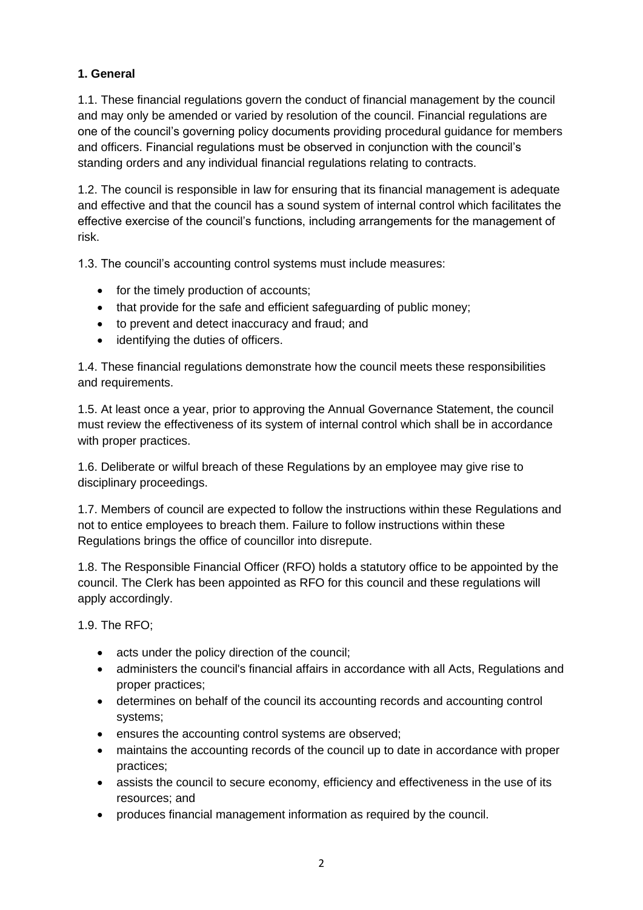**1. General**

1.1. These financial regulations govern the conduct of financial management by the council and may only be amended or varied by resolution of the council. Financial regulations are one of the council's governing policy documents providing procedural guidance for members and officers. Financial regulations must be observed in conjunction with the council's standing orders and any individual financial regulations relating to contracts.

1.2. The council is responsible in law for ensuring that its financial management is adequate and effective and that the council has a sound system of internal control which facilitates the effective exercise of the council's functions, including arrangements for the management of risk.

1.3. The council's accounting control systems must include measures:

- for the timely production of accounts;
- that provide for the safe and efficient safeguarding of public money;
- to prevent and detect inaccuracy and fraud; and
- identifying the duties of officers.

1.4. These financial regulations demonstrate how the council meets these responsibilities and requirements.

1.5. At least once a year, prior to approving the Annual Governance Statement, the council must review the effectiveness of its system of internal control which shall be in accordance with proper practices.

1.6. Deliberate or wilful breach of these Regulations by an employee may give rise to disciplinary proceedings.

1.7. Members of council are expected to follow the instructions within these Regulations and not to entice employees to breach them. Failure to follow instructions within these Regulations brings the office of councillor into disrepute.

1.8. The Responsible Financial Officer (RFO) holds a statutory office to be appointed by the council. The Clerk has been appointed as RFO for this council and these regulations will apply accordingly.

1.9. The RFO;

- acts under the policy direction of the council;
- administers the council's financial affairs in accordance with all Acts, Regulations and proper practices;
- determines on behalf of the council its accounting records and accounting control systems;
- ensures the accounting control systems are observed;
- maintains the accounting records of the council up to date in accordance with proper practices;
- assists the council to secure economy, efficiency and effectiveness in the use of its resources; and
- produces financial management information as required by the council.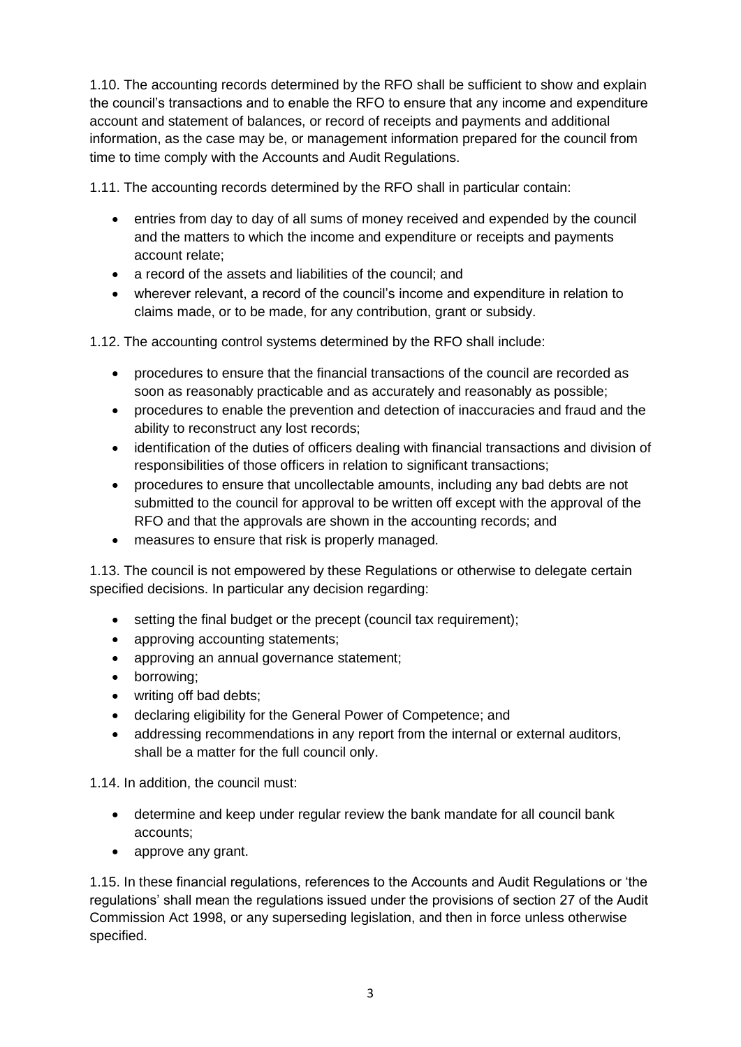1.10. The accounting records determined by the RFO shall be sufficient to show and explain the council's transactions and to enable the RFO to ensure that any income and expenditure account and statement of balances, or record of receipts and payments and additional information, as the case may be, or management information prepared for the council from time to time comply with the Accounts and Audit Regulations.

1.11. The accounting records determined by the RFO shall in particular contain:

- entries from day to day of all sums of money received and expended by the council and the matters to which the income and expenditure or receipts and payments account relate;
- a record of the assets and liabilities of the council; and
- wherever relevant, a record of the council's income and expenditure in relation to claims made, or to be made, for any contribution, grant or subsidy.

1.12. The accounting control systems determined by the RFO shall include:

- procedures to ensure that the financial transactions of the council are recorded as soon as reasonably practicable and as accurately and reasonably as possible;
- procedures to enable the prevention and detection of inaccuracies and fraud and the ability to reconstruct any lost records;
- identification of the duties of officers dealing with financial transactions and division of responsibilities of those officers in relation to significant transactions;
- procedures to ensure that uncollectable amounts, including any bad debts are not submitted to the council for approval to be written off except with the approval of the RFO and that the approvals are shown in the accounting records; and
- measures to ensure that risk is properly managed.

1.13. The council is not empowered by these Regulations or otherwise to delegate certain specified decisions. In particular any decision regarding:

- setting the final budget or the precept (council tax requirement);
- approving accounting statements;
- approving an annual governance statement;
- borrowing;
- writing off bad debts;
- declaring eligibility for the General Power of Competence; and
- addressing recommendations in any report from the internal or external auditors, shall be a matter for the full council only.

1.14. In addition, the council must:

- determine and keep under regular review the bank mandate for all council bank accounts;
- approve any grant.

1.15. In these financial regulations, references to the Accounts and Audit Regulations or 'the regulations' shall mean the regulations issued under the provisions of section 27 of the Audit Commission Act 1998, or any superseding legislation, and then in force unless otherwise specified.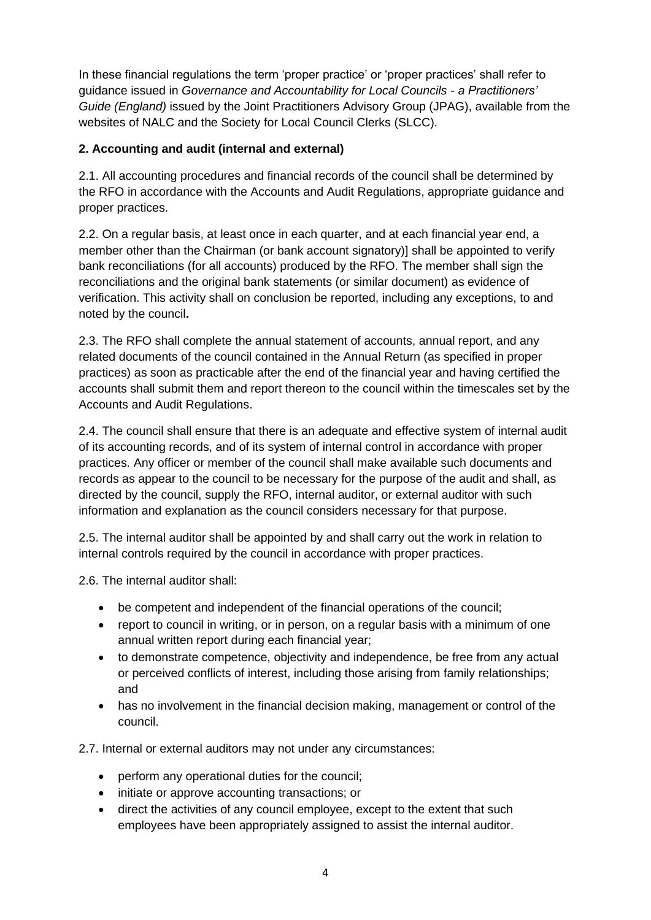In these financial regulations the term 'proper practice' or 'proper practices' shall refer to guidance issued in *Governance and Accountability for Local Councils - a Practitioners' Guide (England)* issued by the Joint Practitioners Advisory Group (JPAG), available from the websites of NALC and the Society for Local Council Clerks (SLCC).

**2. Accounting and audit (internal and external)**

2.1. All accounting procedures and financial records of the council shall be determined by the RFO in accordance with the Accounts and Audit Regulations, appropriate guidance and proper practices.

2.2. On a regular basis, at least once in each quarter, and at each financial year end, a member other than the Chairman (or bank account signatory)] shall be appointed to verify bank reconciliations (for all accounts) produced by the RFO. The member shall sign the reconciliations and the original bank statements (or similar document) as evidence of verification. This activity shall on conclusion be reported, including any exceptions, to and noted by the council**.**

2.3. The RFO shall complete the annual statement of accounts, annual report, and any related documents of the council contained in the Annual Return (as specified in proper practices) as soon as practicable after the end of the financial year and having certified the accounts shall submit them and report thereon to the council within the timescales set by the Accounts and Audit Regulations.

2.4. The council shall ensure that there is an adequate and effective system of internal audit of its accounting records, and of its system of internal control in accordance with proper practices. Any officer or member of the council shall make available such documents and records as appear to the council to be necessary for the purpose of the audit and shall, as directed by the council, supply the RFO, internal auditor, or external auditor with such information and explanation as the council considers necessary for that purpose.

2.5. The internal auditor shall be appointed by and shall carry out the work in relation to internal controls required by the council in accordance with proper practices.

2.6. The internal auditor shall:

- be competent and independent of the financial operations of the council;
- report to council in writing, or in person, on a regular basis with a minimum of one annual written report during each financial year;
- to demonstrate competence, objectivity and independence, be free from any actual or perceived conflicts of interest, including those arising from family relationships; and
- has no involvement in the financial decision making, management or control of the council.

2.7. Internal or external auditors may not under any circumstances:

- perform any operational duties for the council;
- initiate or approve accounting transactions; or
- direct the activities of any council employee, except to the extent that such employees have been appropriately assigned to assist the internal auditor.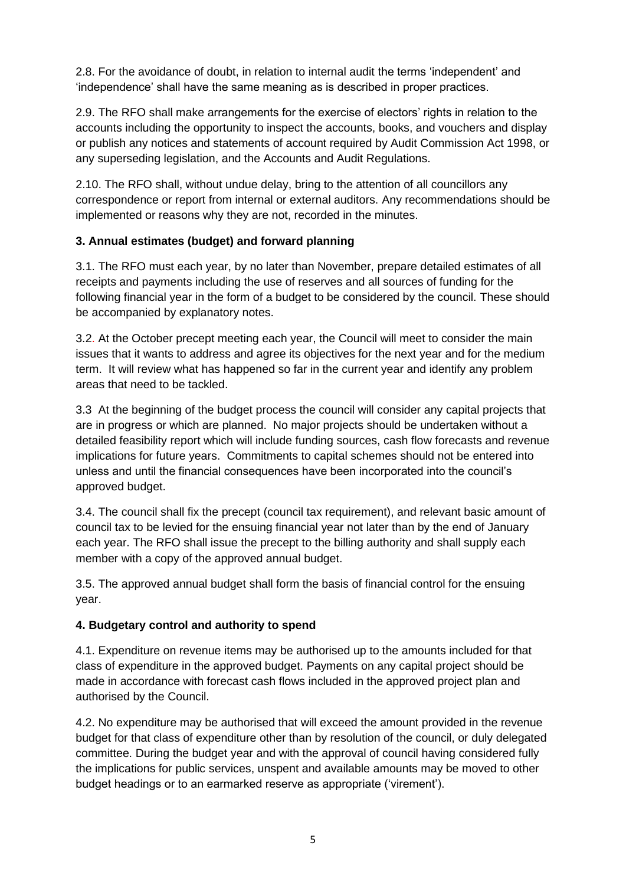2.8. For the avoidance of doubt, in relation to internal audit the terms 'independent' and 'independence' shall have the same meaning as is described in proper practices.

2.9. The RFO shall make arrangements for the exercise of electors' rights in relation to the accounts including the opportunity to inspect the accounts, books, and vouchers and display or publish any notices and statements of account required by Audit Commission Act 1998, or any superseding legislation, and the Accounts and Audit Regulations.

2.10. The RFO shall, without undue delay, bring to the attention of all councillors any correspondence or report from internal or external auditors. Any recommendations should be implemented or reasons why they are not, recorded in the minutes.

**3. Annual estimates (budget) and forward planning**

3.1. The RFO must each year, by no later than November, prepare detailed estimates of all receipts and payments including the use of reserves and all sources of funding for the following financial year in the form of a budget to be considered by the council. These should be accompanied by explanatory notes.

3.2. At the October precept meeting each year, the Council will meet to consider the main issues that it wants to address and agree its objectives for the next year and for the medium term. It will review what has happened so far in the current year and identify any problem areas that need to be tackled.

3.3 At the beginning of the budget process the council will consider any capital projects that are in progress or which are planned. No major projects should be undertaken without a detailed feasibility report which will include funding sources, cash flow forecasts and revenue implications for future years. Commitments to capital schemes should not be entered into unless and until the financial consequences have been incorporated into the council's approved budget.

3.4. The council shall fix the precept (council tax requirement), and relevant basic amount of council tax to be levied for the ensuing financial year not later than by the end of January each year. The RFO shall issue the precept to the billing authority and shall supply each member with a copy of the approved annual budget.

3.5. The approved annual budget shall form the basis of financial control for the ensuing year.

**4. Budgetary control and authority to spend**

4.1. Expenditure on revenue items may be authorised up to the amounts included for that class of expenditure in the approved budget. Payments on any capital project should be made in accordance with forecast cash flows included in the approved project plan and authorised by the Council.

4.2. No expenditure may be authorised that will exceed the amount provided in the revenue budget for that class of expenditure other than by resolution of the council, or duly delegated committee. During the budget year and with the approval of council having considered fully the implications for public services, unspent and available amounts may be moved to other budget headings or to an earmarked reserve as appropriate ('virement').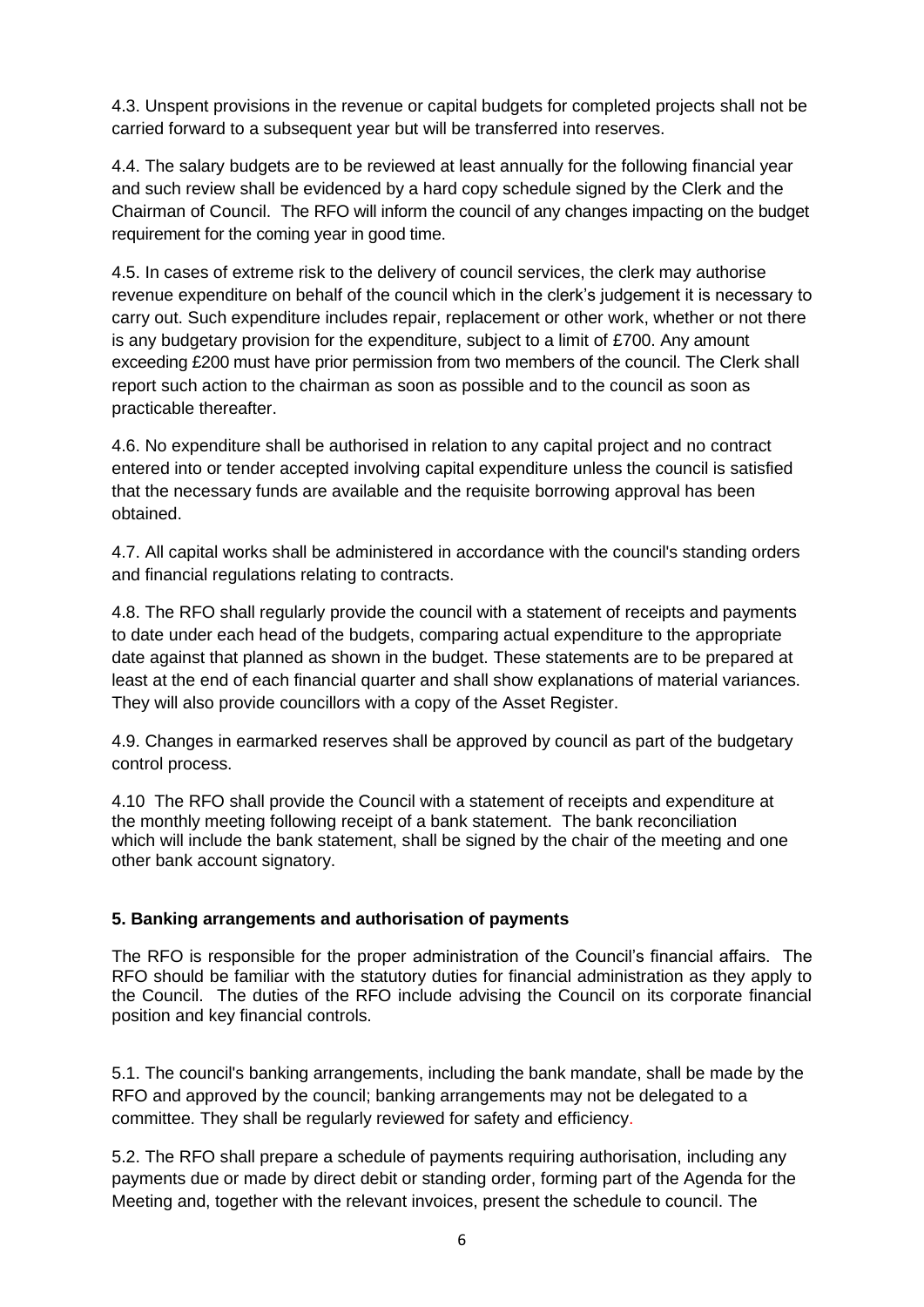4.3. Unspent provisions in the revenue or capital budgets for completed projects shall not be carried forward to a subsequent year but will be transferred into reserves.

4.4. The salary budgets are to be reviewed at least annually for the following financial year and such review shall be evidenced by a hard copy schedule signed by the Clerk and the Chairman of Council. The RFO will inform the council of any changes impacting on the budget requirement for the coming year in good time.

4.5. In cases of extreme risk to the delivery of council services, the clerk may authorise revenue expenditure on behalf of the council which in the clerk's judgement it is necessary to carry out. Such expenditure includes repair, replacement or other work, whether or not there is any budgetary provision for the expenditure, subject to a limit of £700. Any amount exceeding £200 must have prior permission from two members of the council. The Clerk shall report such action to the chairman as soon as possible and to the council as soon as practicable thereafter.

4.6. No expenditure shall be authorised in relation to any capital project and no contract entered into or tender accepted involving capital expenditure unless the council is satisfied that the necessary funds are available and the requisite borrowing approval has been obtained.

4.7. All capital works shall be administered in accordance with the council's standing orders and financial regulations relating to contracts.

4.8. The RFO shall regularly provide the council with a statement of receipts and payments to date under each head of the budgets, comparing actual expenditure to the appropriate date against that planned as shown in the budget. These statements are to be prepared at least at the end of each financial quarter and shall show explanations of material variances. They will also provide councillors with a copy of the Asset Register.

4.9. Changes in earmarked reserves shall be approved by council as part of the budgetary control process.

4.10 The RFO shall provide the Council with a statement of receipts and expenditure at the monthly meeting following receipt of a bank statement. The bank reconciliation which will include the bank statement, shall be signed by the chair of the meeting and one other bank account signatory.

**5. Banking arrangements and authorisation of payments**

The RFO is responsible for the proper administration of the Council's financial affairs. The RFO should be familiar with the statutory duties for financial administration as they apply to the Council. The duties of the RFO include advising the Council on its corporate financial position and key financial controls.

5.1. The council's banking arrangements, including the bank mandate, shall be made by the RFO and approved by the council; banking arrangements may not be delegated to a committee. They shall be regularly reviewed for safety and efficiency.

5.2. The RFO shall prepare a schedule of payments requiring authorisation, including any payments due or made by direct debit or standing order, forming part of the Agenda for the Meeting and, together with the relevant invoices, present the schedule to council. The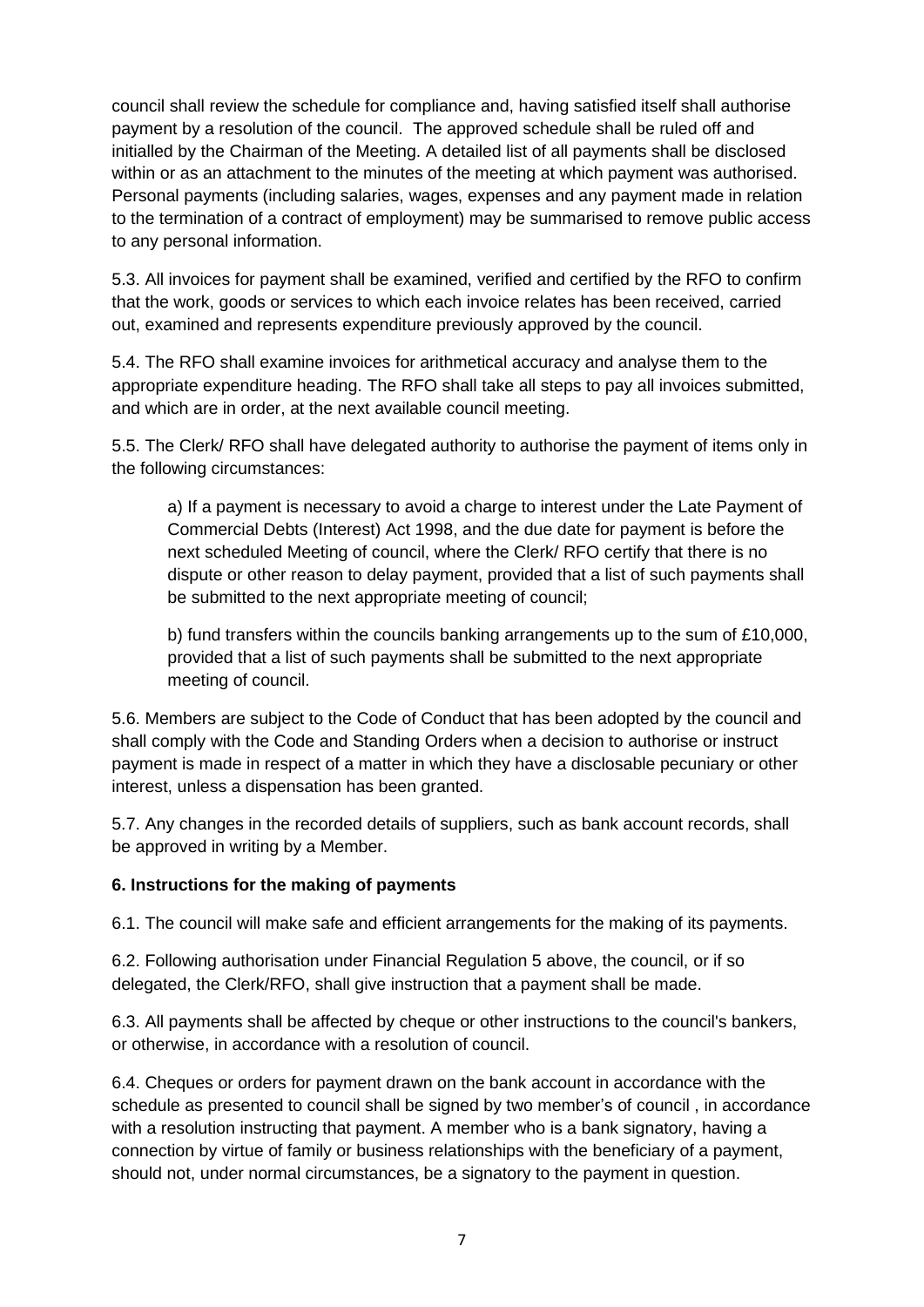council shall review the schedule for compliance and, having satisfied itself shall authorise payment by a resolution of the council. The approved schedule shall be ruled off and initialled by the Chairman of the Meeting. A detailed list of all payments shall be disclosed within or as an attachment to the minutes of the meeting at which payment was authorised. Personal payments (including salaries, wages, expenses and any payment made in relation to the termination of a contract of employment) may be summarised to remove public access to any personal information.

5.3. All invoices for payment shall be examined, verified and certified by the RFO to confirm that the work, goods or services to which each invoice relates has been received, carried out, examined and represents expenditure previously approved by the council.

5.4. The RFO shall examine invoices for arithmetical accuracy and analyse them to the appropriate expenditure heading. The RFO shall take all steps to pay all invoices submitted, and which are in order, at the next available council meeting.

5.5. The Clerk/ RFO shall have delegated authority to authorise the payment of items only in the following circumstances:

a) If a payment is necessary to avoid a charge to interest under the Late Payment of Commercial Debts (Interest) Act 1998, and the due date for payment is before the next scheduled Meeting of council, where the Clerk/ RFO certify that there is no dispute or other reason to delay payment, provided that a list of such payments shall be submitted to the next appropriate meeting of council;

b) fund transfers within the councils banking arrangements up to the sum of £10,000, provided that a list of such payments shall be submitted to the next appropriate meeting of council.

5.6. Members are subject to the Code of Conduct that has been adopted by the council and shall comply with the Code and Standing Orders when a decision to authorise or instruct payment is made in respect of a matter in which they have a disclosable pecuniary or other interest, unless a dispensation has been granted.

5.7. Any changes in the recorded details of suppliers, such as bank account records, shall be approved in writing by a Member.

**6. Instructions for the making of payments**

6.1. The council will make safe and efficient arrangements for the making of its payments.

6.2. Following authorisation under Financial Regulation 5 above, the council, or if so delegated, the Clerk/RFO, shall give instruction that a payment shall be made.

6.3. All payments shall be affected by cheque or other instructions to the council's bankers, or otherwise, in accordance with a resolution of council.

6.4. Cheques or orders for payment drawn on the bank account in accordance with the schedule as presented to council shall be signed by two member's of council , in accordance with a resolution instructing that payment. A member who is a bank signatory, having a connection by virtue of family or business relationships with the beneficiary of a payment, should not, under normal circumstances, be a signatory to the payment in question.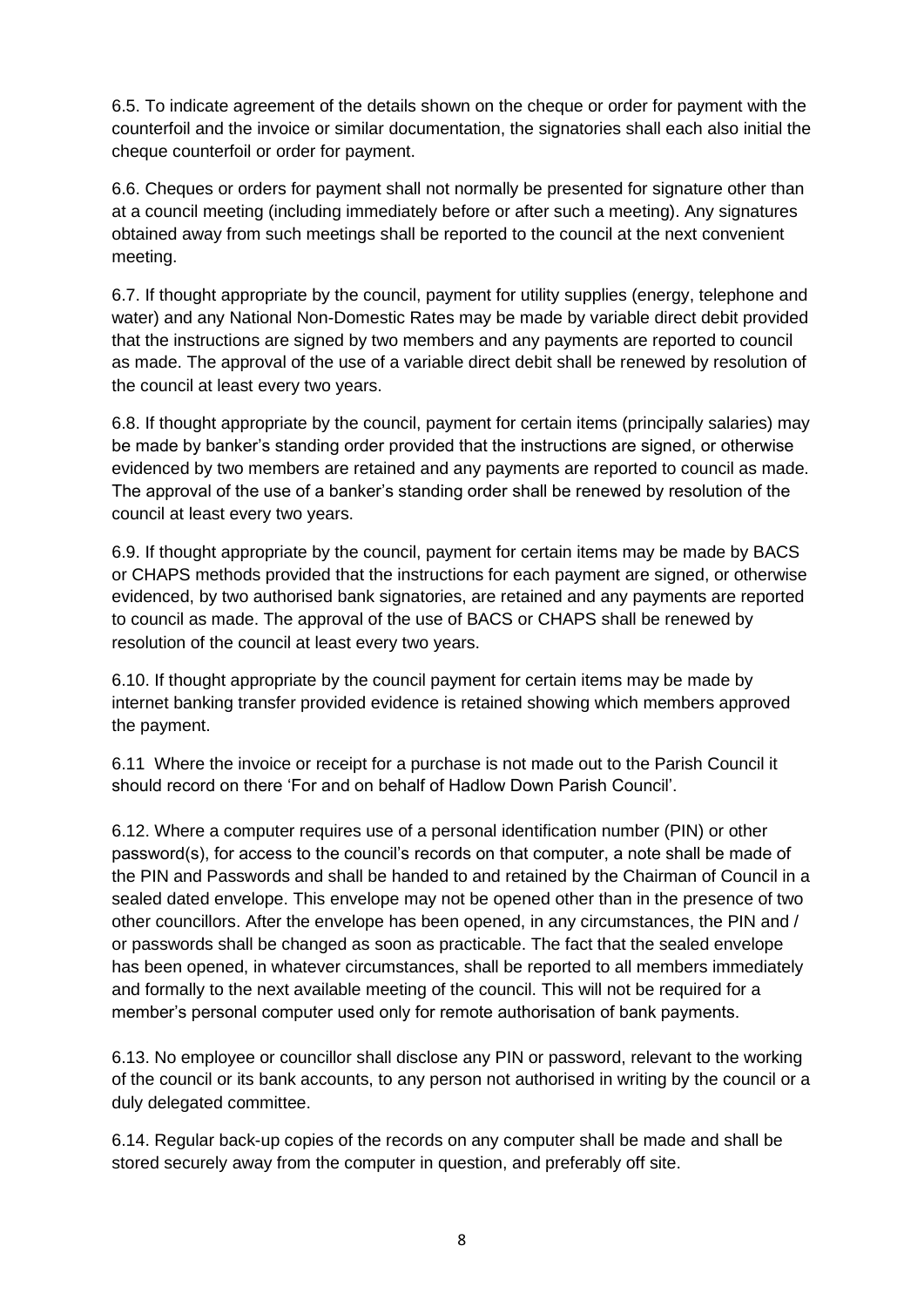6.5. To indicate agreement of the details shown on the cheque or order for payment with the counterfoil and the invoice or similar documentation, the signatories shall each also initial the cheque counterfoil or order for payment.

6.6. Cheques or orders for payment shall not normally be presented for signature other than at a council meeting (including immediately before or after such a meeting). Any signatures obtained away from such meetings shall be reported to the council at the next convenient meeting.

6.7. If thought appropriate by the council, payment for utility supplies (energy, telephone and water) and any National Non-Domestic Rates may be made by variable direct debit provided that the instructions are signed by two members and any payments are reported to council as made. The approval of the use of a variable direct debit shall be renewed by resolution of the council at least every two years.

6.8. If thought appropriate by the council, payment for certain items (principally salaries) may be made by banker's standing order provided that the instructions are signed, or otherwise evidenced by two members are retained and any payments are reported to council as made. The approval of the use of a banker's standing order shall be renewed by resolution of the council at least every two years.

6.9. If thought appropriate by the council, payment for certain items may be made by BACS or CHAPS methods provided that the instructions for each payment are signed, or otherwise evidenced, by two authorised bank signatories, are retained and any payments are reported to council as made. The approval of the use of BACS or CHAPS shall be renewed by resolution of the council at least every two years.

6.10. If thought appropriate by the council payment for certain items may be made by internet banking transfer provided evidence is retained showing which members approved the payment.

6.11 Where the invoice or receipt for a purchase is not made out to the Parish Council it should record on there 'For and on behalf of Hadlow Down Parish Council'.

6.12. Where a computer requires use of a personal identification number (PIN) or other password(s), for access to the council's records on that computer, a note shall be made of the PIN and Passwords and shall be handed to and retained by the Chairman of Council in a sealed dated envelope. This envelope may not be opened other than in the presence of two other councillors. After the envelope has been opened, in any circumstances, the PIN and / or passwords shall be changed as soon as practicable. The fact that the sealed envelope has been opened, in whatever circumstances, shall be reported to all members immediately and formally to the next available meeting of the council. This will not be required for a member's personal computer used only for remote authorisation of bank payments.

6.13. No employee or councillor shall disclose any PIN or password, relevant to the working of the council or its bank accounts, to any person not authorised in writing by the council or a duly delegated committee.

6.14. Regular back-up copies of the records on any computer shall be made and shall be stored securely away from the computer in question, and preferably off site.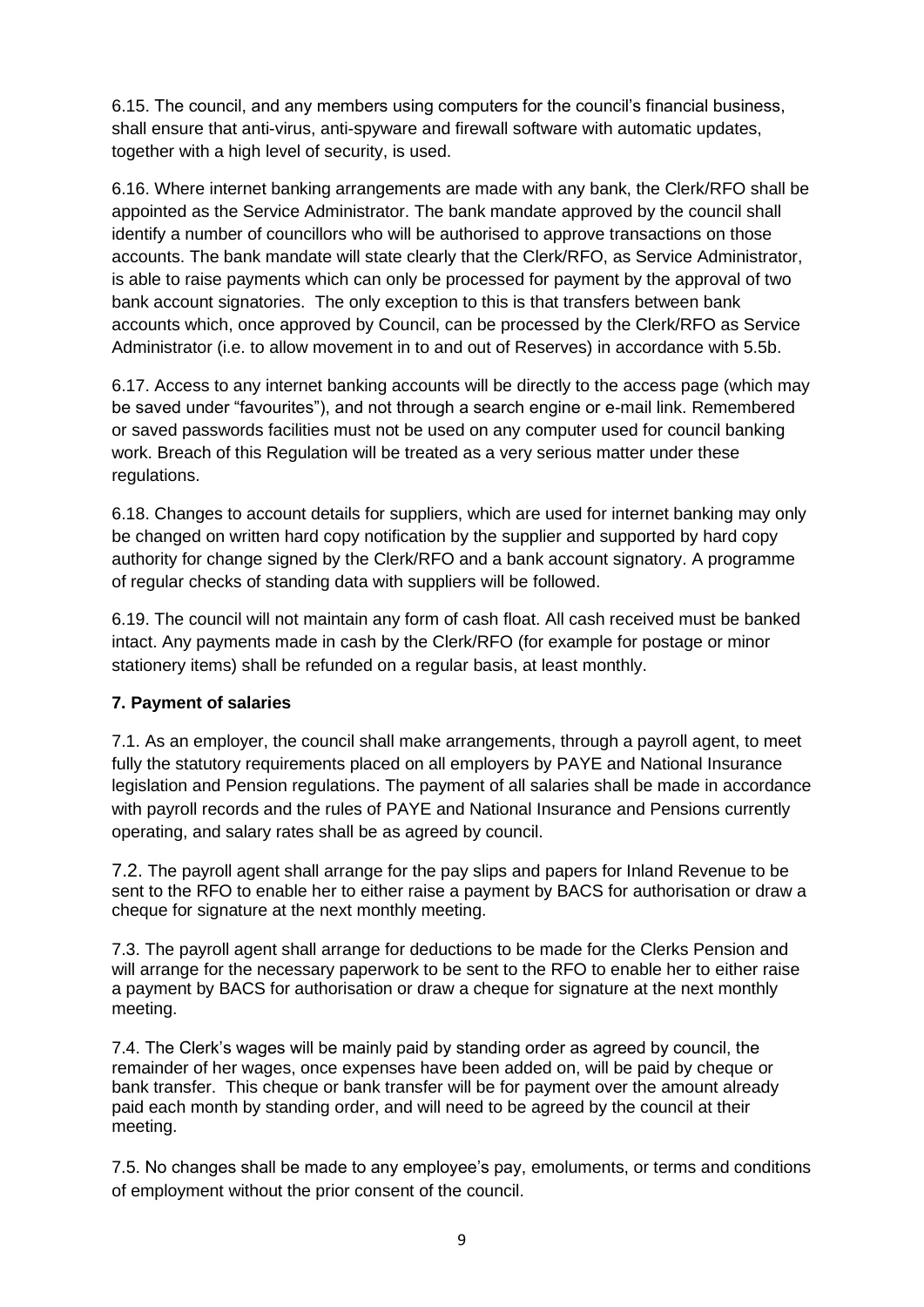6.15. The council, and any members using computers for the council's financial business, shall ensure that anti-virus, anti-spyware and firewall software with automatic updates, together with a high level of security, is used.

6.16. Where internet banking arrangements are made with any bank, the Clerk/RFO shall be appointed as the Service Administrator. The bank mandate approved by the council shall identify a number of councillors who will be authorised to approve transactions on those accounts. The bank mandate will state clearly that the Clerk/RFO, as Service Administrator, is able to raise payments which can only be processed for payment by the approval of two bank account signatories. The only exception to this is that transfers between bank accounts which, once approved by Council, can be processed by the Clerk/RFO as Service Administrator (i.e. to allow movement in to and out of Reserves) in accordance with 5.5b.

6.17. Access to any internet banking accounts will be directly to the access page (which may be saved under "favourites"), and not through a search engine or e-mail link. Remembered or saved passwords facilities must not be used on any computer used for council banking work. Breach of this Regulation will be treated as a very serious matter under these regulations.

6.18. Changes to account details for suppliers, which are used for internet banking may only be changed on written hard copy notification by the supplier and supported by hard copy authority for change signed by the Clerk/RFO and a bank account signatory. A programme of regular checks of standing data with suppliers will be followed.

6.19. The council will not maintain any form of cash float. All cash received must be banked intact. Any payments made in cash by the Clerk/RFO (for example for postage or minor stationery items) shall be refunded on a regular basis, at least monthly.

**7. Payment of salaries**

7.1. As an employer, the council shall make arrangements, through a payroll agent, to meet fully the statutory requirements placed on all employers by PAYE and National Insurance legislation and Pension regulations. The payment of all salaries shall be made in accordance with payroll records and the rules of PAYE and National Insurance and Pensions currently operating, and salary rates shall be as agreed by council.

7.2. The payroll agent shall arrange for the pay slips and papers for Inland Revenue to be sent to the RFO to enable her to either raise a payment by BACS for authorisation or draw a cheque for signature at the next monthly meeting.

7.3. The payroll agent shall arrange for deductions to be made for the Clerks Pension and will arrange for the necessary paperwork to be sent to the RFO to enable her to either raise a payment by BACS for authorisation or draw a cheque for signature at the next monthly meeting.

7.4. The Clerk's wages will be mainly paid by standing order as agreed by council, the remainder of her wages, once expenses have been added on, will be paid by cheque or bank transfer. This cheque or bank transfer will be for payment over the amount already paid each month by standing order, and will need to be agreed by the council at their meeting.

7.5. No changes shall be made to any employee's pay, emoluments, or terms and conditions of employment without the prior consent of the council.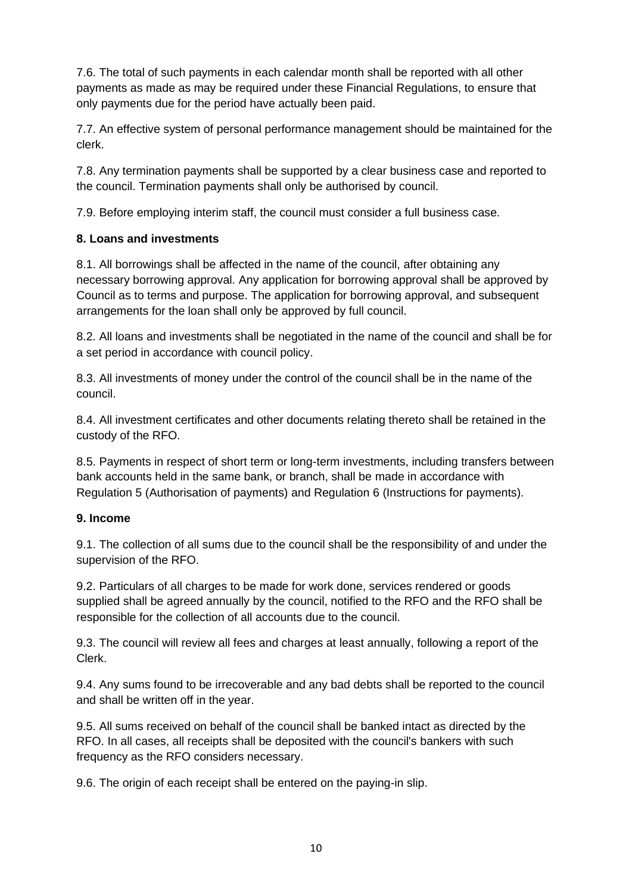7.6. The total of such payments in each calendar month shall be reported with all other payments as made as may be required under these Financial Regulations, to ensure that only payments due for the period have actually been paid.

7.7. An effective system of personal performance management should be maintained for the clerk.

7.8. Any termination payments shall be supported by a clear business case and reported to the council. Termination payments shall only be authorised by council.

7.9. Before employing interim staff, the council must consider a full business case.

**8. Loans and investments**

8.1. All borrowings shall be affected in the name of the council, after obtaining any necessary borrowing approval. Any application for borrowing approval shall be approved by Council as to terms and purpose. The application for borrowing approval, and subsequent arrangements for the loan shall only be approved by full council.

8.2. All loans and investments shall be negotiated in the name of the council and shall be for a set period in accordance with council policy.

8.3. All investments of money under the control of the council shall be in the name of the council.

8.4. All investment certificates and other documents relating thereto shall be retained in the custody of the RFO.

8.5. Payments in respect of short term or long-term investments, including transfers between bank accounts held in the same bank, or branch, shall be made in accordance with Regulation 5 (Authorisation of payments) and Regulation 6 (Instructions for payments).

**9. Income**

9.1. The collection of all sums due to the council shall be the responsibility of and under the supervision of the RFO.

9.2. Particulars of all charges to be made for work done, services rendered or goods supplied shall be agreed annually by the council, notified to the RFO and the RFO shall be responsible for the collection of all accounts due to the council.

9.3. The council will review all fees and charges at least annually, following a report of the Clerk.

9.4. Any sums found to be irrecoverable and any bad debts shall be reported to the council and shall be written off in the year.

9.5. All sums received on behalf of the council shall be banked intact as directed by the RFO. In all cases, all receipts shall be deposited with the council's bankers with such frequency as the RFO considers necessary.

9.6. The origin of each receipt shall be entered on the paying-in slip.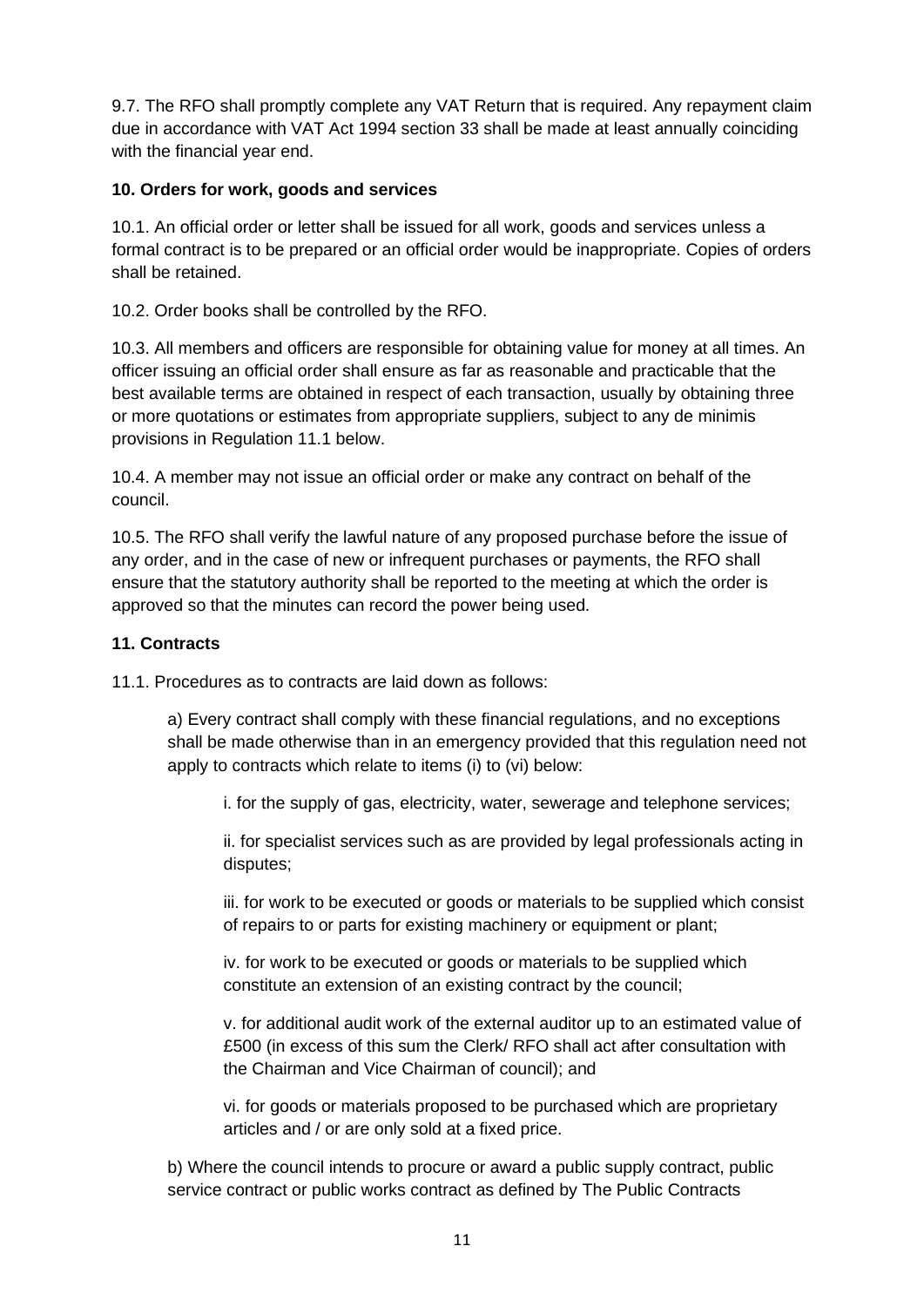9.7. The RFO shall promptly complete any VAT Return that is required. Any repayment claim due in accordance with VAT Act 1994 section 33 shall be made at least annually coinciding with the financial year end.

**10. Orders for work, goods and services**

10.1. An official order or letter shall be issued for all work, goods and services unless a formal contract is to be prepared or an official order would be inappropriate. Copies of orders shall be retained.

10.2. Order books shall be controlled by the RFO.

10.3. All members and officers are responsible for obtaining value for money at all times. An officer issuing an official order shall ensure as far as reasonable and practicable that the best available terms are obtained in respect of each transaction, usually by obtaining three or more quotations or estimates from appropriate suppliers, subject to any de minimis provisions in Regulation 11.1 below.

10.4. A member may not issue an official order or make any contract on behalf of the council.

10.5. The RFO shall verify the lawful nature of any proposed purchase before the issue of any order, and in the case of new or infrequent purchases or payments, the RFO shall ensure that the statutory authority shall be reported to the meeting at which the order is approved so that the minutes can record the power being used.

**11. Contracts**

11.1. Procedures as to contracts are laid down as follows:

a) Every contract shall comply with these financial regulations, and no exceptions shall be made otherwise than in an emergency provided that this regulation need not apply to contracts which relate to items (i) to (vi) below:

i. for the supply of gas, electricity, water, sewerage and telephone services;

ii. for specialist services such as are provided by legal professionals acting in disputes;

iii. for work to be executed or goods or materials to be supplied which consist of repairs to or parts for existing machinery or equipment or plant;

iv. for work to be executed or goods or materials to be supplied which constitute an extension of an existing contract by the council;

v. for additional audit work of the external auditor up to an estimated value of £500 (in excess of this sum the Clerk/ RFO shall act after consultation with the Chairman and Vice Chairman of council); and

vi. for goods or materials proposed to be purchased which are proprietary articles and / or are only sold at a fixed price.

b) Where the council intends to procure or award a public supply contract, public service contract or public works contract as defined by The Public Contracts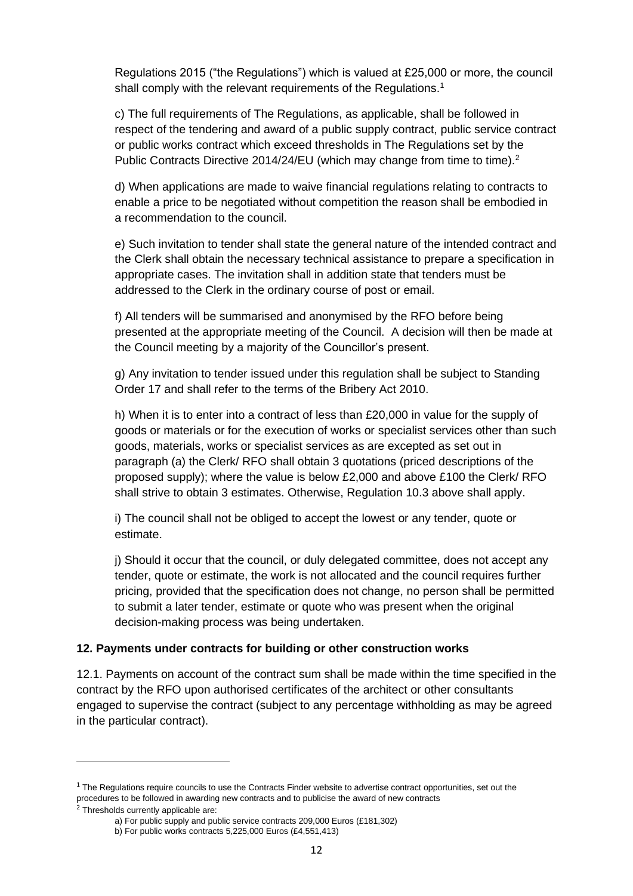Regulations 2015 ("the Regulations") which is valued at £25,000 or more, the council shall comply with the relevant requirements of the Regulations.[1]

c) The full requirements of The Regulations, as applicable, shall be followed in respect of the tendering and award of a public supply contract, public service contract or public works contract which exceed thresholds in The Regulations set by the Public Contracts Directive 2014/24/EU (which may change from time to time).[2]

d) When applications are made to waive financial regulations relating to contracts to enable a price to be negotiated without competition the reason shall be embodied in a recommendation to the council.

e) Such invitation to tender shall state the general nature of the intended contract and the Clerk shall obtain the necessary technical assistance to prepare a specification in appropriate cases. The invitation shall in addition state that tenders must be addressed to the Clerk in the ordinary course of post or email.

f) All tenders will be summarised and anonymised by the RFO before being presented at the appropriate meeting of the Council. A decision will then be made at the Council meeting by a majority of the Councillor's present.

g) Any invitation to tender issued under this regulation shall be subject to Standing Order 17 and shall refer to the terms of the Bribery Act 2010.

h) When it is to enter into a contract of less than £20,000 in value for the supply of goods or materials or for the execution of works or specialist services other than such goods, materials, works or specialist services as are excepted as set out in paragraph (a) the Clerk/ RFO shall obtain 3 quotations (priced descriptions of the proposed supply); where the value is below £2,000 and above £100 the Clerk/ RFO shall strive to obtain 3 estimates. Otherwise, Regulation 10.3 above shall apply.

i) The council shall not be obliged to accept the lowest or any tender, quote or estimate.

j) Should it occur that the council, or duly delegated committee, does not accept any tender, quote or estimate, the work is not allocated and the council requires further pricing, provided that the specification does not change, no person shall be permitted to submit a later tender, estimate or quote who was present when the original decision-making process was being undertaken.

**12. Payments under contracts for building or other construction works**

12.1. Payments on account of the contract sum shall be made within the time specified in the contract by the RFO upon authorised certificates of the architect or other consultants engaged to supervise the contract (subject to any percentage withholding as may be agreed in the particular contract).

---

[1] The Regulations require councils to use the Contracts Finder website to advertise contract opportunities, set out the procedures to be followed in awarding new contracts and to publicise the award of new contracts

[2] Thresholds currently applicable are:

a) For public supply and public service contracts 209,000 Euros (£181,302)

b) For public works contracts 5,225,000 Euros (£4,551,413)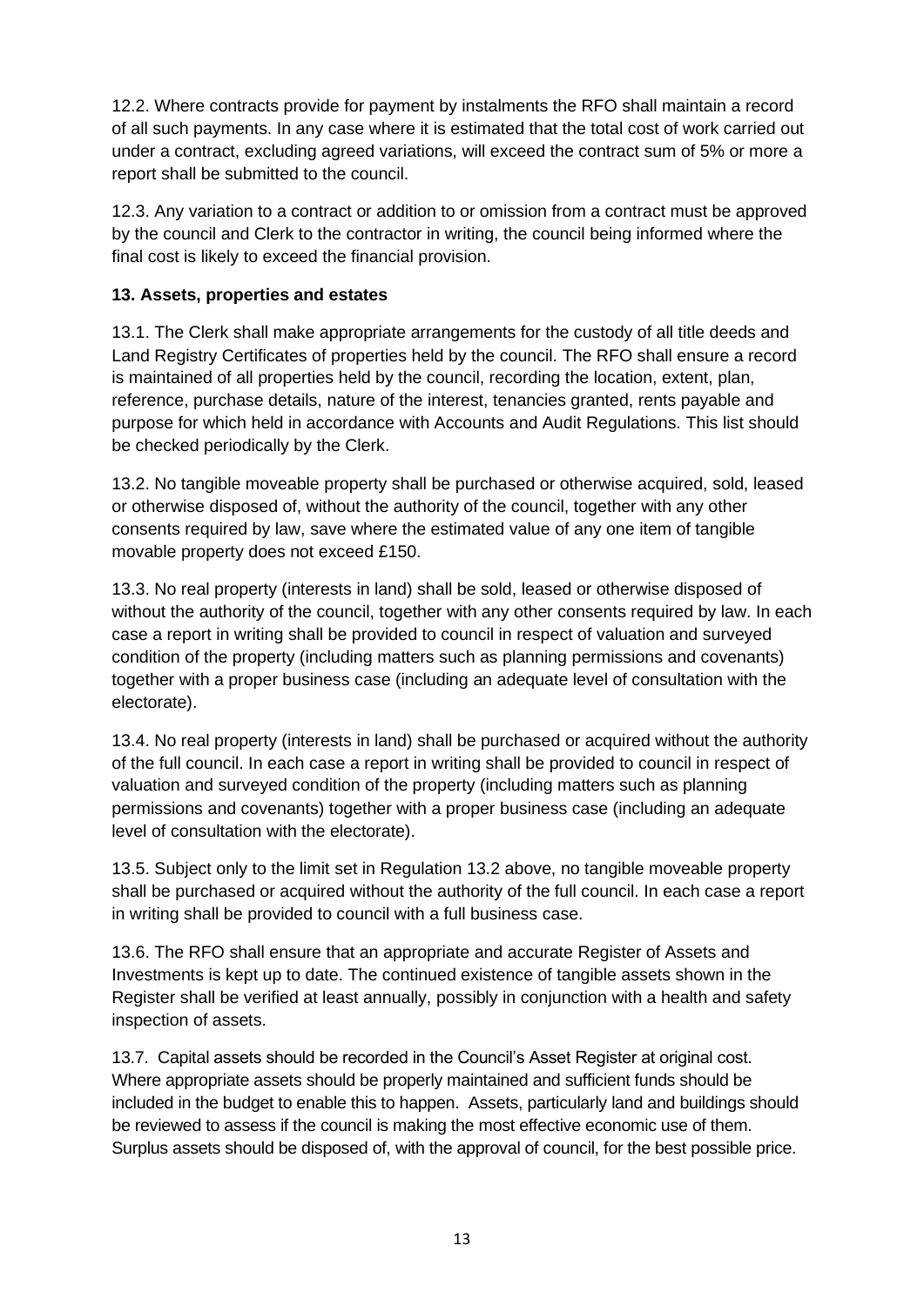12.2. Where contracts provide for payment by instalments the RFO shall maintain a record of all such payments. In any case where it is estimated that the total cost of work carried out under a contract, excluding agreed variations, will exceed the contract sum of 5% or more a report shall be submitted to the council.

12.3. Any variation to a contract or addition to or omission from a contract must be approved by the council and Clerk to the contractor in writing, the council being informed where the final cost is likely to exceed the financial provision.

**13. Assets, properties and estates**

13.1. The Clerk shall make appropriate arrangements for the custody of all title deeds and Land Registry Certificates of properties held by the council. The RFO shall ensure a record is maintained of all properties held by the council, recording the location, extent, plan, reference, purchase details, nature of the interest, tenancies granted, rents payable and purpose for which held in accordance with Accounts and Audit Regulations. This list should be checked periodically by the Clerk.

13.2. No tangible moveable property shall be purchased or otherwise acquired, sold, leased or otherwise disposed of, without the authority of the council, together with any other consents required by law, save where the estimated value of any one item of tangible movable property does not exceed £150.

13.3. No real property (interests in land) shall be sold, leased or otherwise disposed of without the authority of the council, together with any other consents required by law. In each case a report in writing shall be provided to council in respect of valuation and surveyed condition of the property (including matters such as planning permissions and covenants) together with a proper business case (including an adequate level of consultation with the electorate).

13.4. No real property (interests in land) shall be purchased or acquired without the authority of the full council. In each case a report in writing shall be provided to council in respect of valuation and surveyed condition of the property (including matters such as planning permissions and covenants) together with a proper business case (including an adequate level of consultation with the electorate).

13.5. Subject only to the limit set in Regulation 13.2 above, no tangible moveable property shall be purchased or acquired without the authority of the full council. In each case a report in writing shall be provided to council with a full business case.

13.6. The RFO shall ensure that an appropriate and accurate Register of Assets and Investments is kept up to date. The continued existence of tangible assets shown in the Register shall be verified at least annually, possibly in conjunction with a health and safety inspection of assets.

13.7. Capital assets should be recorded in the Council's Asset Register at original cost. Where appropriate assets should be properly maintained and sufficient funds should be included in the budget to enable this to happen. Assets, particularly land and buildings should be reviewed to assess if the council is making the most effective economic use of them. Surplus assets should be disposed of, with the approval of council, for the best possible price.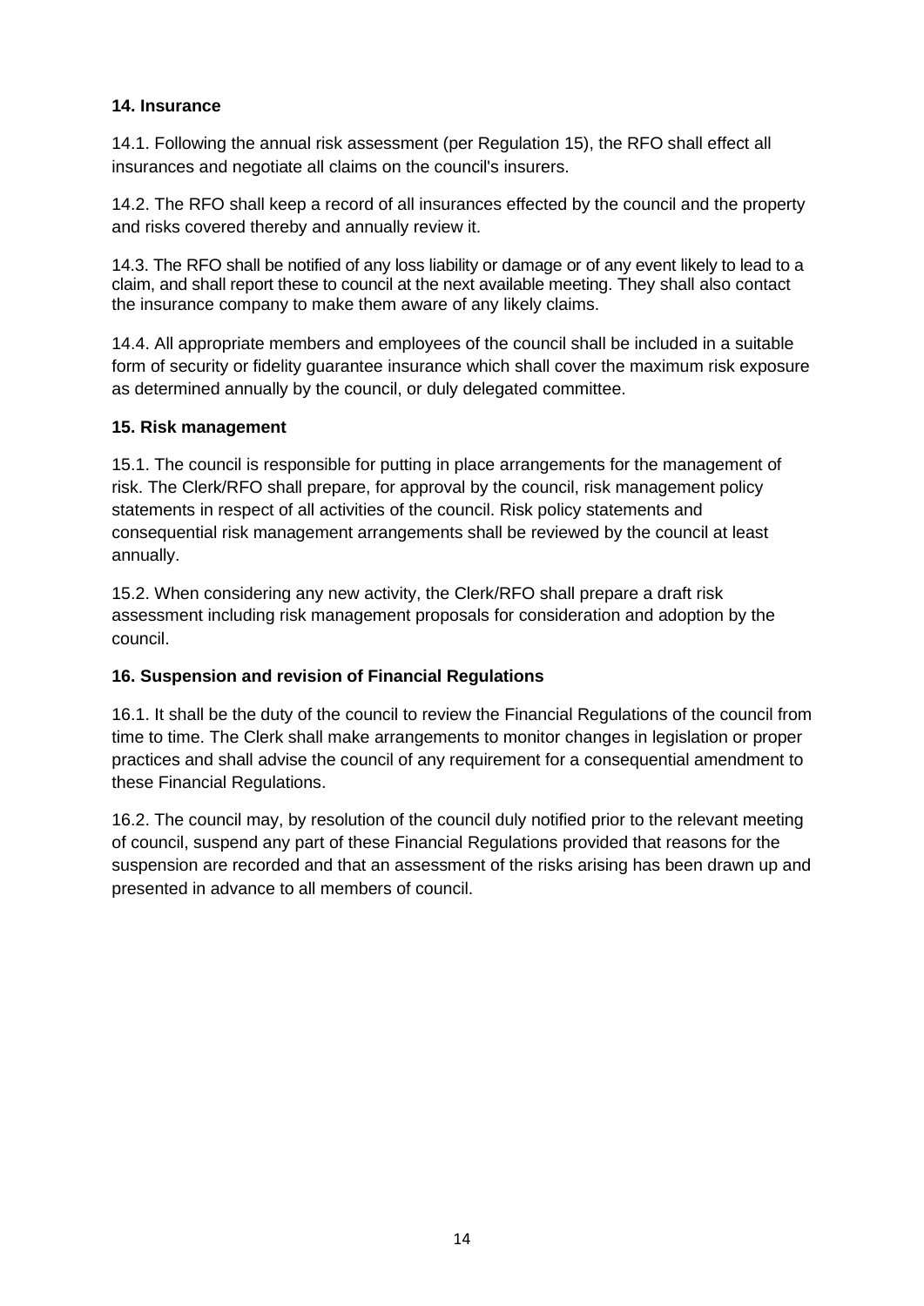**14. Insurance**

14.1. Following the annual risk assessment (per Regulation 15), the RFO shall effect all insurances and negotiate all claims on the council's insurers.

14.2. The RFO shall keep a record of all insurances effected by the council and the property and risks covered thereby and annually review it.

14.3. The RFO shall be notified of any loss liability or damage or of any event likely to lead to a claim, and shall report these to council at the next available meeting. They shall also contact the insurance company to make them aware of any likely claims.

14.4. All appropriate members and employees of the council shall be included in a suitable form of security or fidelity guarantee insurance which shall cover the maximum risk exposure as determined annually by the council, or duly delegated committee.

**15. Risk management**

15.1. The council is responsible for putting in place arrangements for the management of risk. The Clerk/RFO shall prepare, for approval by the council, risk management policy statements in respect of all activities of the council. Risk policy statements and consequential risk management arrangements shall be reviewed by the council at least annually.

15.2. When considering any new activity, the Clerk/RFO shall prepare a draft risk assessment including risk management proposals for consideration and adoption by the council.

**16. Suspension and revision of Financial Regulations**

16.1. It shall be the duty of the council to review the Financial Regulations of the council from time to time. The Clerk shall make arrangements to monitor changes in legislation or proper practices and shall advise the council of any requirement for a consequential amendment to these Financial Regulations.

16.2. The council may, by resolution of the council duly notified prior to the relevant meeting of council, suspend any part of these Financial Regulations provided that reasons for the suspension are recorded and that an assessment of the risks arising has been drawn up and presented in advance to all members of council.